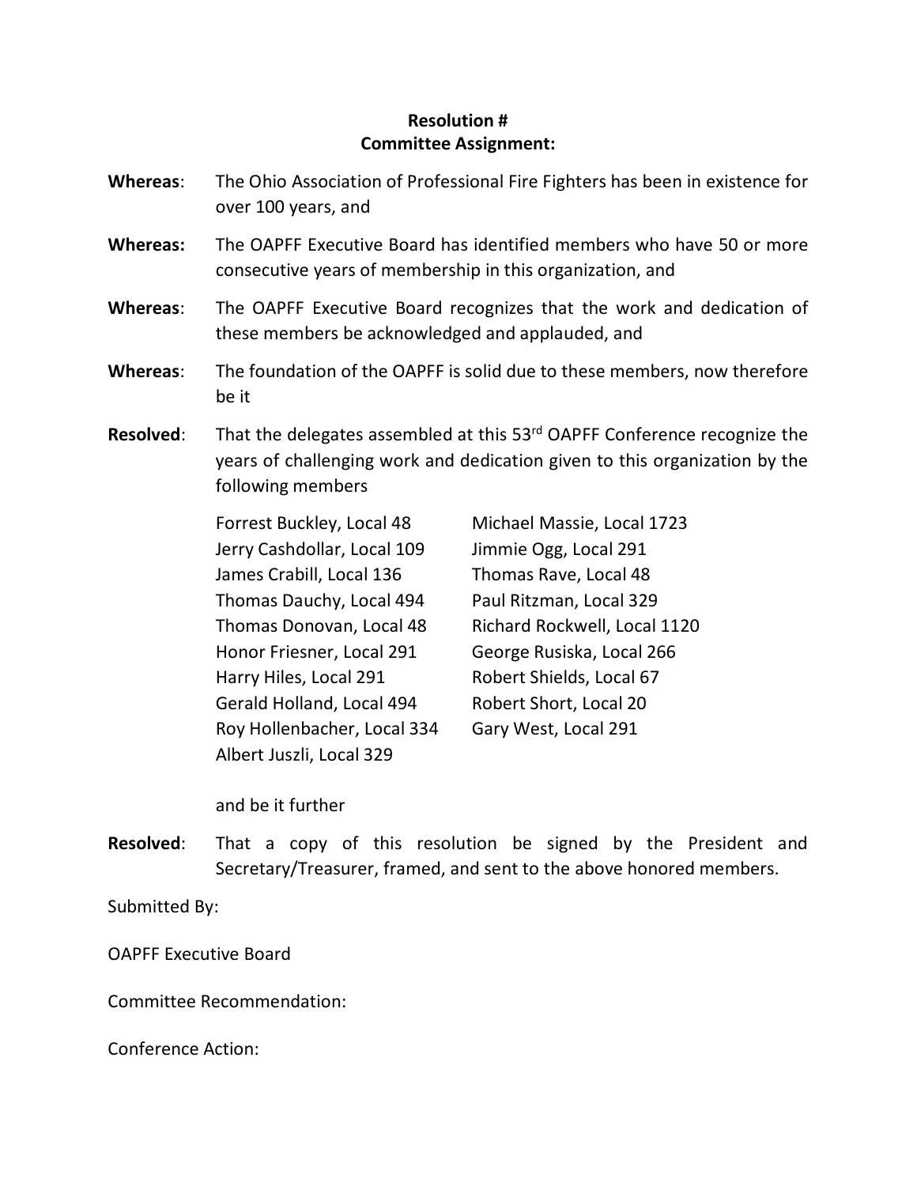**Resolution #**
**Committee Assignment:**

**Whereas**: The Ohio Association of Professional Fire Fighters has been in existence for over 100 years, and

**Whereas:** The OAPFF Executive Board has identified members who have 50 or more consecutive years of membership in this organization, and

**Whereas**: The OAPFF Executive Board recognizes that the work and dedication of these members be acknowledged and applauded, and

**Whereas**: The foundation of the OAPFF is solid due to these members, now therefore be it

**Resolved**: That the delegates assembled at this 53rd OAPFF Conference recognize the years of challenging work and dedication given to this organization by the following members

Forrest Buckley, Local 48
Jerry Cashdollar, Local 109
James Crabill, Local 136
Thomas Dauchy, Local 494
Thomas Donovan, Local 48
Honor Friesner, Local 291
Harry Hiles, Local 291
Gerald Holland, Local 494
Roy Hollenbacher, Local 334
Albert Juszli, Local 329
Michael Massie, Local 1723
Jimmie Ogg, Local 291
Thomas Rave, Local 48
Paul Ritzman, Local 329
Richard Rockwell, Local 1120
George Rusiska, Local 266
Robert Shields, Local 67
Robert Short, Local 20
Gary West, Local 291

and be it further

**Resolved**: That a copy of this resolution be signed by the President and Secretary/Treasurer, framed, and sent to the above honored members.

Submitted By:

OAPFF Executive Board

Committee Recommendation:

Conference Action: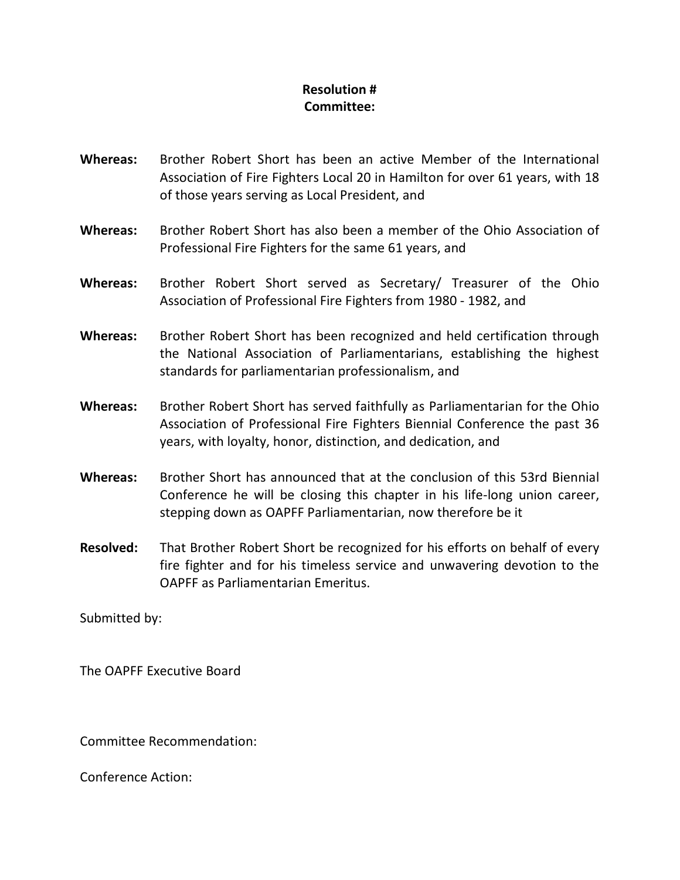**Resolution #**
**Committee:**

**Whereas:** Brother Robert Short has been an active Member of the International Association of Fire Fighters Local 20 in Hamilton for over 61 years, with 18 of those years serving as Local President, and

**Whereas:** Brother Robert Short has also been a member of the Ohio Association of Professional Fire Fighters for the same 61 years, and

**Whereas:** Brother Robert Short served as Secretary/ Treasurer of the Ohio Association of Professional Fire Fighters from 1980 - 1982, and

**Whereas:** Brother Robert Short has been recognized and held certification through the National Association of Parliamentarians, establishing the highest standards for parliamentarian professionalism, and

**Whereas:** Brother Robert Short has served faithfully as Parliamentarian for the Ohio Association of Professional Fire Fighters Biennial Conference the past 36 years, with loyalty, honor, distinction, and dedication, and

**Whereas:** Brother Short has announced that at the conclusion of this 53rd Biennial Conference he will be closing this chapter in his life-long union career, stepping down as OAPFF Parliamentarian, now therefore be it

**Resolved:** That Brother Robert Short be recognized for his efforts on behalf of every fire fighter and for his timeless service and unwavering devotion to the OAPFF as Parliamentarian Emeritus.

Submitted by:

The OAPFF Executive Board

Committee Recommendation:

Conference Action: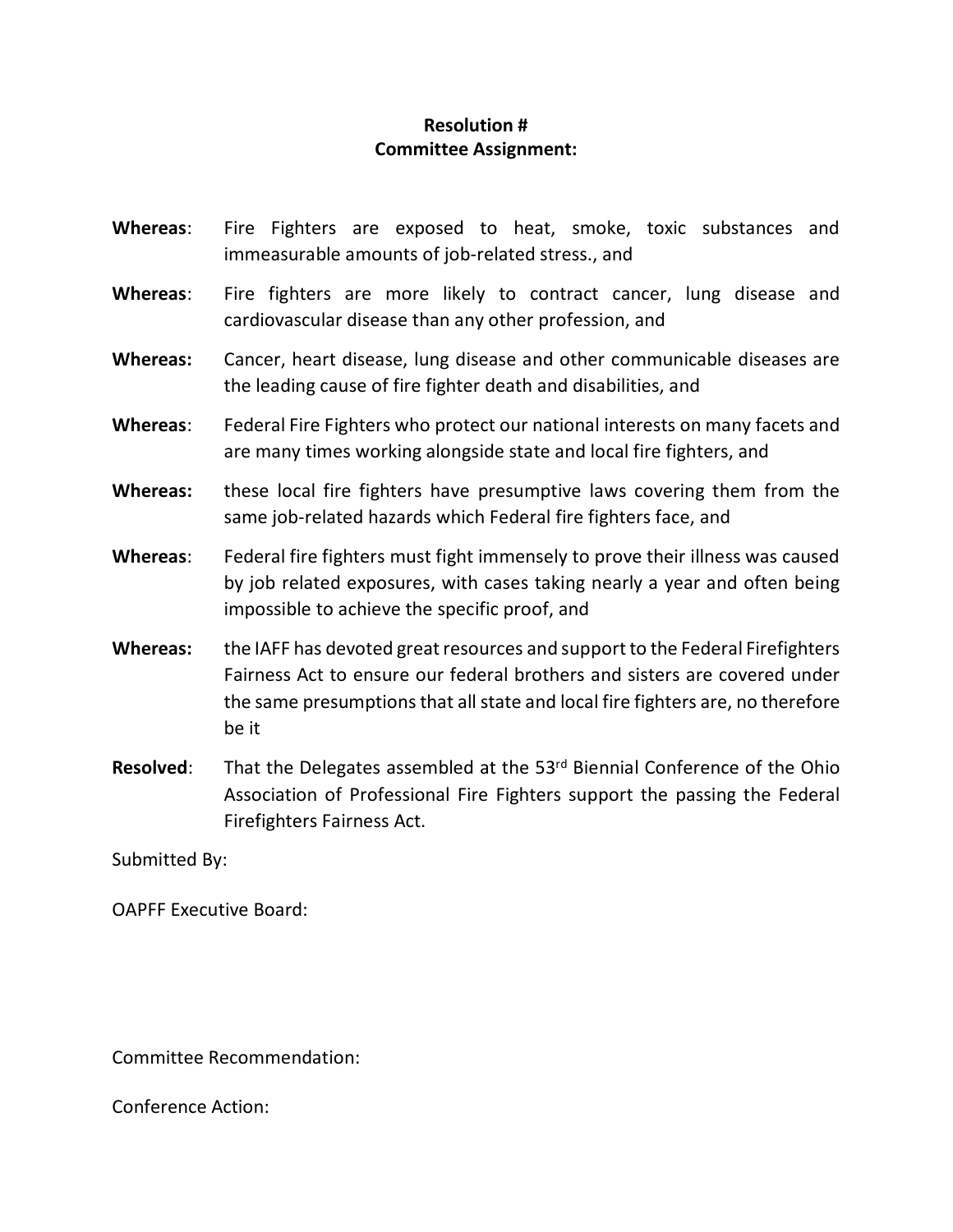**Resolution #**
**Committee Assignment:**

**Whereas**: Fire Fighters are exposed to heat, smoke, toxic substances and immeasurable amounts of job-related stress., and

**Whereas**: Fire fighters are more likely to contract cancer, lung disease and cardiovascular disease than any other profession, and

**Whereas:** Cancer, heart disease, lung disease and other communicable diseases are the leading cause of fire fighter death and disabilities, and

**Whereas**: Federal Fire Fighters who protect our national interests on many facets and are many times working alongside state and local fire fighters, and

**Whereas:** these local fire fighters have presumptive laws covering them from the same job-related hazards which Federal fire fighters face, and

**Whereas**: Federal fire fighters must fight immensely to prove their illness was caused by job related exposures, with cases taking nearly a year and often being impossible to achieve the specific proof, and

**Whereas:** the IAFF has devoted great resources and support to the Federal Firefighters Fairness Act to ensure our federal brothers and sisters are covered under the same presumptions that all state and local fire fighters are, no therefore be it

**Resolved**: That the Delegates assembled at the 53rd Biennial Conference of the Ohio Association of Professional Fire Fighters support the passing the Federal Firefighters Fairness Act.

Submitted By:

OAPFF Executive Board:

Committee Recommendation:

Conference Action: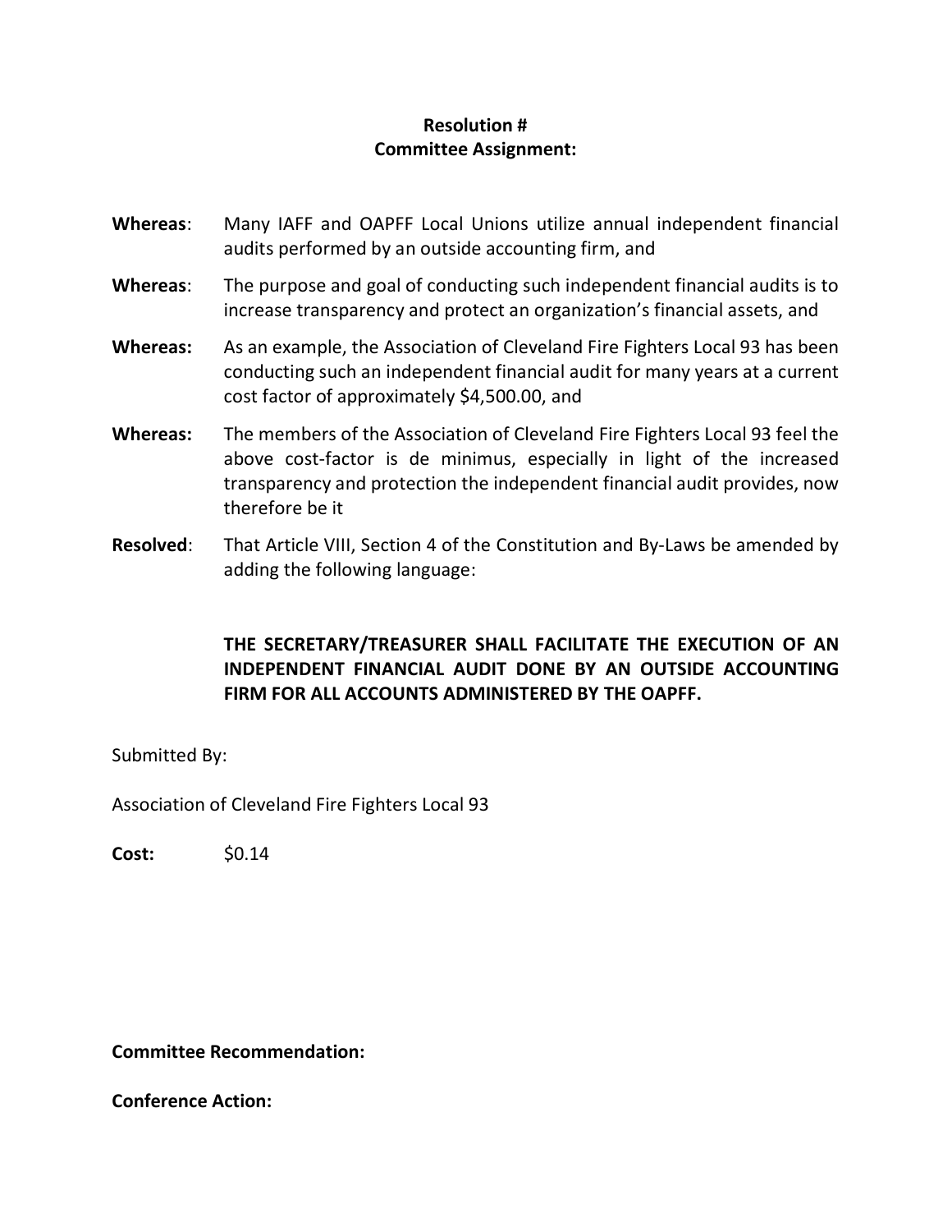**Resolution #**
**Committee Assignment:**

**Whereas**: Many IAFF and OAPFF Local Unions utilize annual independent financial audits performed by an outside accounting firm, and

**Whereas**: The purpose and goal of conducting such independent financial audits is to increase transparency and protect an organization's financial assets, and

**Whereas:** As an example, the Association of Cleveland Fire Fighters Local 93 has been conducting such an independent financial audit for many years at a current cost factor of approximately $4,500.00, and

**Whereas:** The members of the Association of Cleveland Fire Fighters Local 93 feel the above cost-factor is de minimus, especially in light of the increased transparency and protection the independent financial audit provides, now therefore be it

**Resolved**: That Article VIII, Section 4 of the Constitution and By-Laws be amended by adding the following language:

**THE SECRETARY/TREASURER SHALL FACILITATE THE EXECUTION OF AN INDEPENDENT FINANCIAL AUDIT DONE BY AN OUTSIDE ACCOUNTING FIRM FOR ALL ACCOUNTS ADMINISTERED BY THE OAPFF.**

Submitted By:

Association of Cleveland Fire Fighters Local 93

**Cost:** $0.14

**Committee Recommendation:**

**Conference Action:**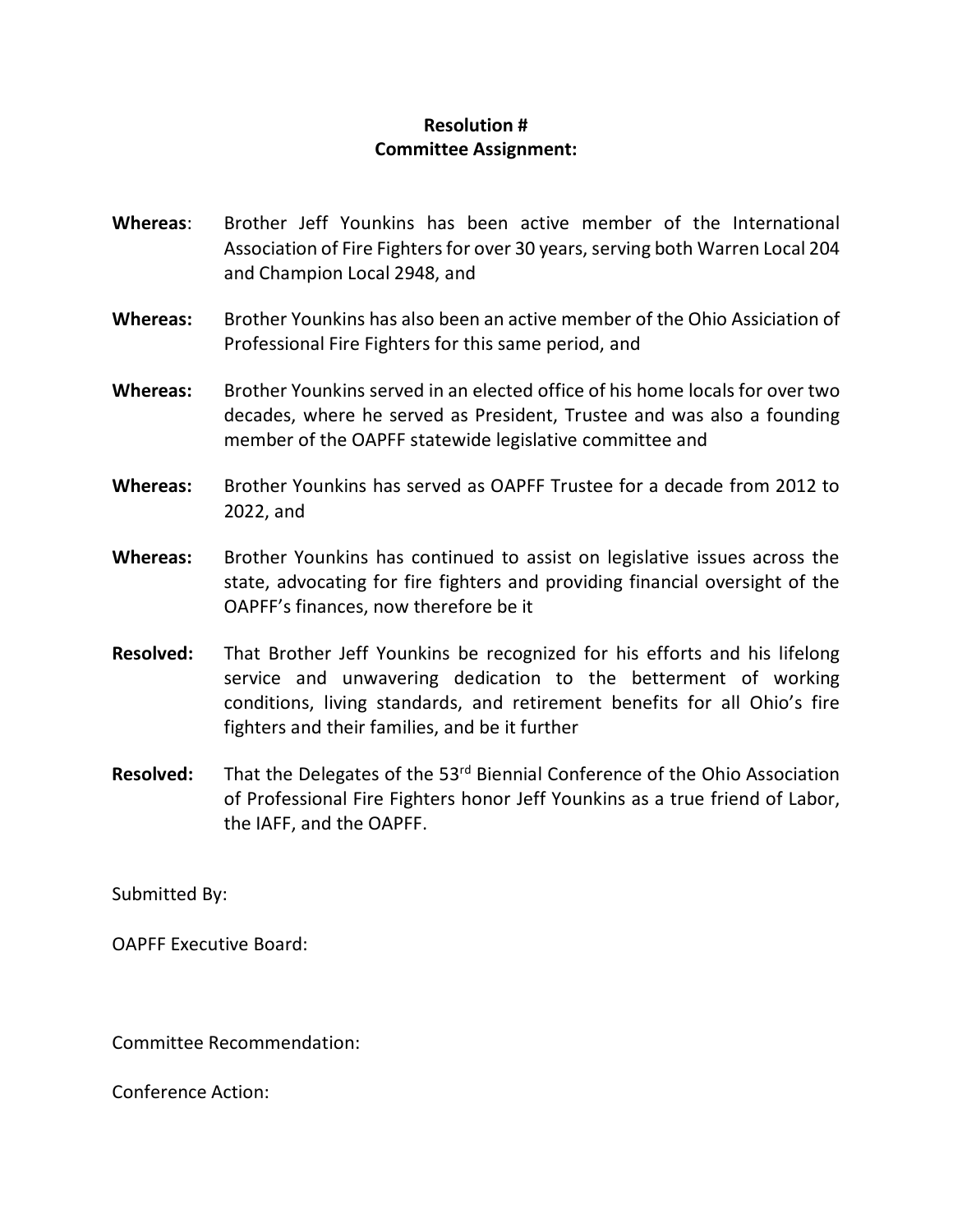**Resolution #**
**Committee Assignment:**

**Whereas**: Brother Jeff Younkins has been active member of the International Association of Fire Fighters for over 30 years, serving both Warren Local 204 and Champion Local 2948, and

**Whereas:** Brother Younkins has also been an active member of the Ohio Assiciation of Professional Fire Fighters for this same period, and

**Whereas:** Brother Younkins served in an elected office of his home locals for over two decades, where he served as President, Trustee and was also a founding member of the OAPFF statewide legislative committee and

**Whereas:** Brother Younkins has served as OAPFF Trustee for a decade from 2012 to 2022, and

**Whereas:** Brother Younkins has continued to assist on legislative issues across the state, advocating for fire fighters and providing financial oversight of the OAPFF's finances, now therefore be it

**Resolved:** That Brother Jeff Younkins be recognized for his efforts and his lifelong service and unwavering dedication to the betterment of working conditions, living standards, and retirement benefits for all Ohio's fire fighters and their families, and be it further

**Resolved:** That the Delegates of the 53rd Biennial Conference of the Ohio Association of Professional Fire Fighters honor Jeff Younkins as a true friend of Labor, the IAFF, and the OAPFF.

Submitted By:

OAPFF Executive Board:

Committee Recommendation:

Conference Action: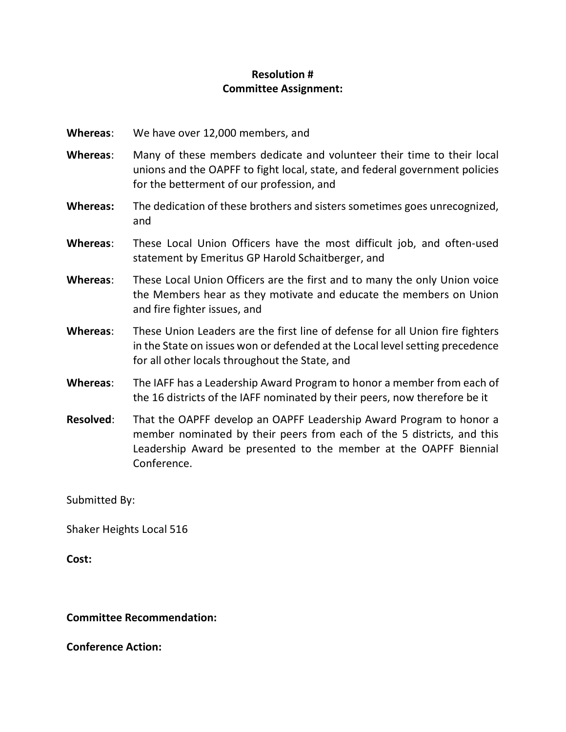**Resolution #**
**Committee Assignment:**

**Whereas**: We have over 12,000 members, and

**Whereas**: Many of these members dedicate and volunteer their time to their local unions and the OAPFF to fight local, state, and federal government policies for the betterment of our profession, and

**Whereas:** The dedication of these brothers and sisters sometimes goes unrecognized, and

**Whereas**: These Local Union Officers have the most difficult job, and often-used statement by Emeritus GP Harold Schaitberger, and

**Whereas**: These Local Union Officers are the first and to many the only Union voice the Members hear as they motivate and educate the members on Union and fire fighter issues, and

**Whereas**: These Union Leaders are the first line of defense for all Union fire fighters in the State on issues won or defended at the Local level setting precedence for all other locals throughout the State, and

**Whereas**: The IAFF has a Leadership Award Program to honor a member from each of the 16 districts of the IAFF nominated by their peers, now therefore be it

**Resolved**: That the OAPFF develop an OAPFF Leadership Award Program to honor a member nominated by their peers from each of the 5 districts, and this Leadership Award be presented to the member at the OAPFF Biennial Conference.

Submitted By:

Shaker Heights Local 516

**Cost:**

**Committee Recommendation:**

**Conference Action:**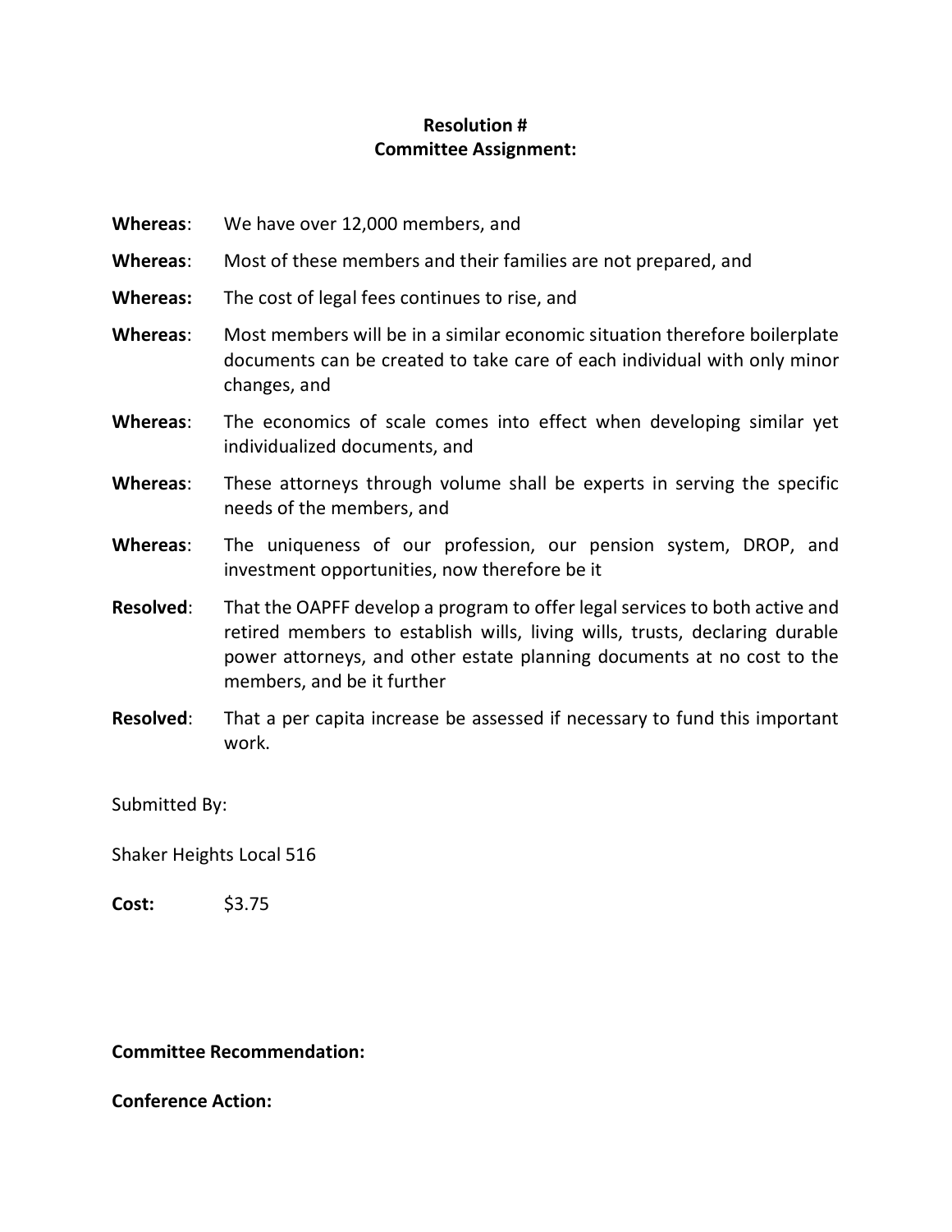**Resolution #**
**Committee Assignment:**

**Whereas**: We have over 12,000 members, and

**Whereas**: Most of these members and their families are not prepared, and

**Whereas:** The cost of legal fees continues to rise, and

**Whereas**: Most members will be in a similar economic situation therefore boilerplate documents can be created to take care of each individual with only minor changes, and

**Whereas**: The economics of scale comes into effect when developing similar yet individualized documents, and

**Whereas**: These attorneys through volume shall be experts in serving the specific needs of the members, and

**Whereas**: The uniqueness of our profession, our pension system, DROP, and investment opportunities, now therefore be it

**Resolved**: That the OAPFF develop a program to offer legal services to both active and retired members to establish wills, living wills, trusts, declaring durable power attorneys, and other estate planning documents at no cost to the members, and be it further

**Resolved**: That a per capita increase be assessed if necessary to fund this important work.

Submitted By:

Shaker Heights Local 516

**Cost:** $3.75

**Committee Recommendation:**

**Conference Action:**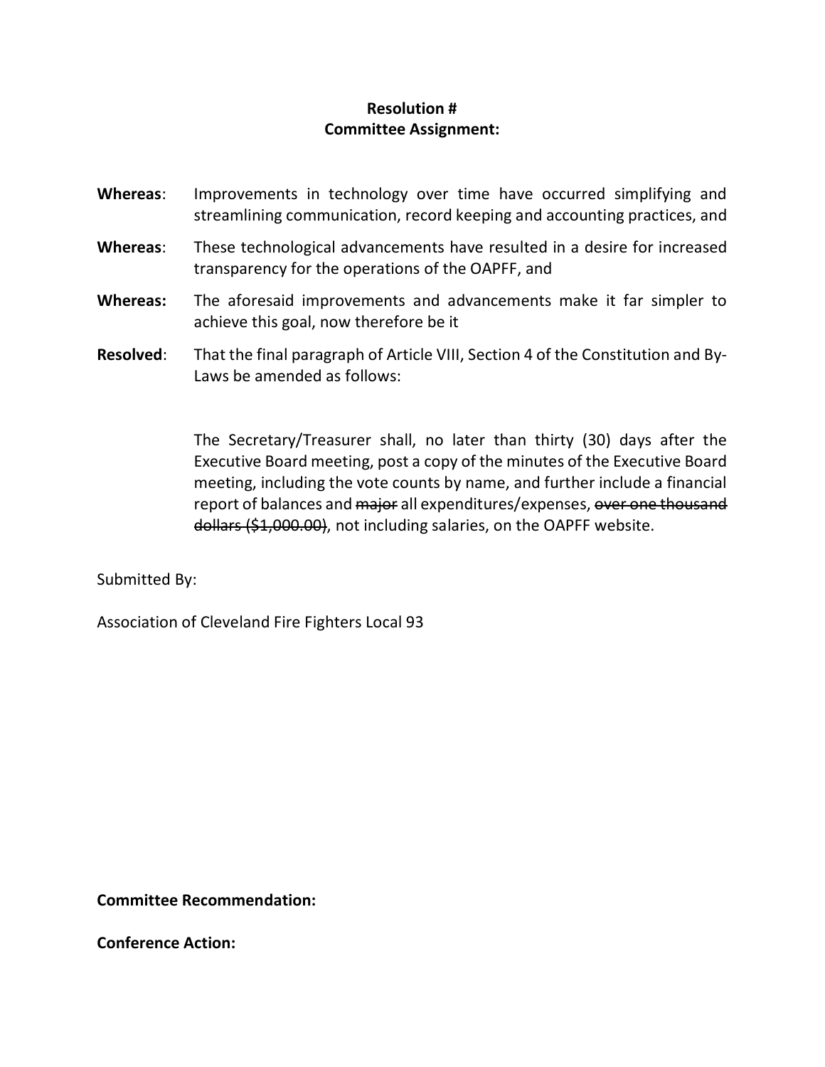**Resolution #**
**Committee Assignment:**

**Whereas**: Improvements in technology over time have occurred simplifying and streamlining communication, record keeping and accounting practices, and

**Whereas**: These technological advancements have resulted in a desire for increased transparency for the operations of the OAPFF, and

**Whereas:** The aforesaid improvements and advancements make it far simpler to achieve this goal, now therefore be it

**Resolved**: That the final paragraph of Article VIII, Section 4 of the Constitution and By-Laws be amended as follows:

> The Secretary/Treasurer shall, no later than thirty (30) days after the Executive Board meeting, post a copy of the minutes of the Executive Board meeting, including the vote counts by name, and further include a financial report of balances and ~~major~~ all expenditures/expenses, ~~over one thousand dollars ($1,000.00)~~, not including salaries, on the OAPFF website.

Submitted By:

Association of Cleveland Fire Fighters Local 93

**Committee Recommendation:**

**Conference Action:**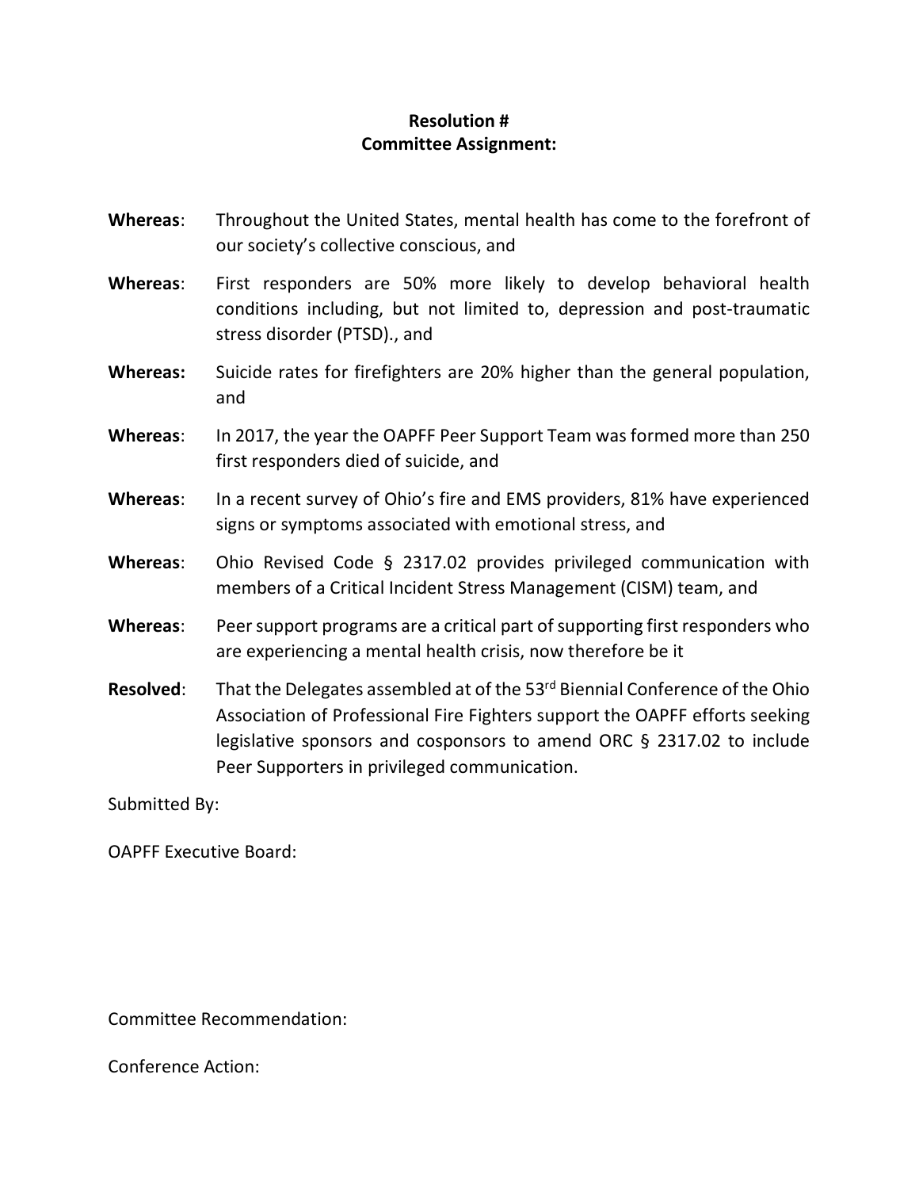**Resolution #**
**Committee Assignment:**

**Whereas**: Throughout the United States, mental health has come to the forefront of our society's collective conscious, and

**Whereas**: First responders are 50% more likely to develop behavioral health conditions including, but not limited to, depression and post-traumatic stress disorder (PTSD)., and

**Whereas:** Suicide rates for firefighters are 20% higher than the general population, and

**Whereas**: In 2017, the year the OAPFF Peer Support Team was formed more than 250 first responders died of suicide, and

**Whereas**: In a recent survey of Ohio's fire and EMS providers, 81% have experienced signs or symptoms associated with emotional stress, and

**Whereas**: Ohio Revised Code § 2317.02 provides privileged communication with members of a Critical Incident Stress Management (CISM) team, and

**Whereas**: Peer support programs are a critical part of supporting first responders who are experiencing a mental health crisis, now therefore be it

**Resolved**: That the Delegates assembled at of the 53rd Biennial Conference of the Ohio Association of Professional Fire Fighters support the OAPFF efforts seeking legislative sponsors and cosponsors to amend ORC § 2317.02 to include Peer Supporters in privileged communication.

Submitted By:

OAPFF Executive Board:

Committee Recommendation:

Conference Action: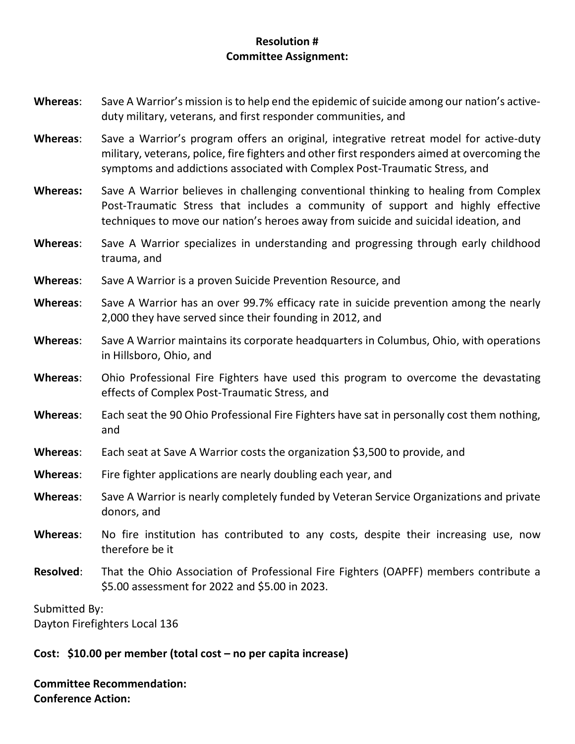**Resolution #**
**Committee Assignment:**

**Whereas**: Save A Warrior's mission is to help end the epidemic of suicide among our nation's active-duty military, veterans, and first responder communities, and

**Whereas**: Save a Warrior's program offers an original, integrative retreat model for active-duty military, veterans, police, fire fighters and other first responders aimed at overcoming the symptoms and addictions associated with Complex Post-Traumatic Stress, and

**Whereas:** Save A Warrior believes in challenging conventional thinking to healing from Complex Post-Traumatic Stress that includes a community of support and highly effective techniques to move our nation's heroes away from suicide and suicidal ideation, and

**Whereas**: Save A Warrior specializes in understanding and progressing through early childhood trauma, and

**Whereas**: Save A Warrior is a proven Suicide Prevention Resource, and

**Whereas**: Save A Warrior has an over 99.7% efficacy rate in suicide prevention among the nearly 2,000 they have served since their founding in 2012, and

**Whereas**: Save A Warrior maintains its corporate headquarters in Columbus, Ohio, with operations in Hillsboro, Ohio, and

**Whereas**: Ohio Professional Fire Fighters have used this program to overcome the devastating effects of Complex Post-Traumatic Stress, and

**Whereas**: Each seat the 90 Ohio Professional Fire Fighters have sat in personally cost them nothing, and

**Whereas**: Each seat at Save A Warrior costs the organization $3,500 to provide, and

**Whereas**: Fire fighter applications are nearly doubling each year, and

**Whereas**: Save A Warrior is nearly completely funded by Veteran Service Organizations and private donors, and

**Whereas**: No fire institution has contributed to any costs, despite their increasing use, now therefore be it

**Resolved**: That the Ohio Association of Professional Fire Fighters (OAPFF) members contribute a $5.00 assessment for 2022 and $5.00 in 2023.

Submitted By:
Dayton Firefighters Local 136

**Cost: $10.00 per member (total cost – no per capita increase)**

**Committee Recommendation:**
**Conference Action:**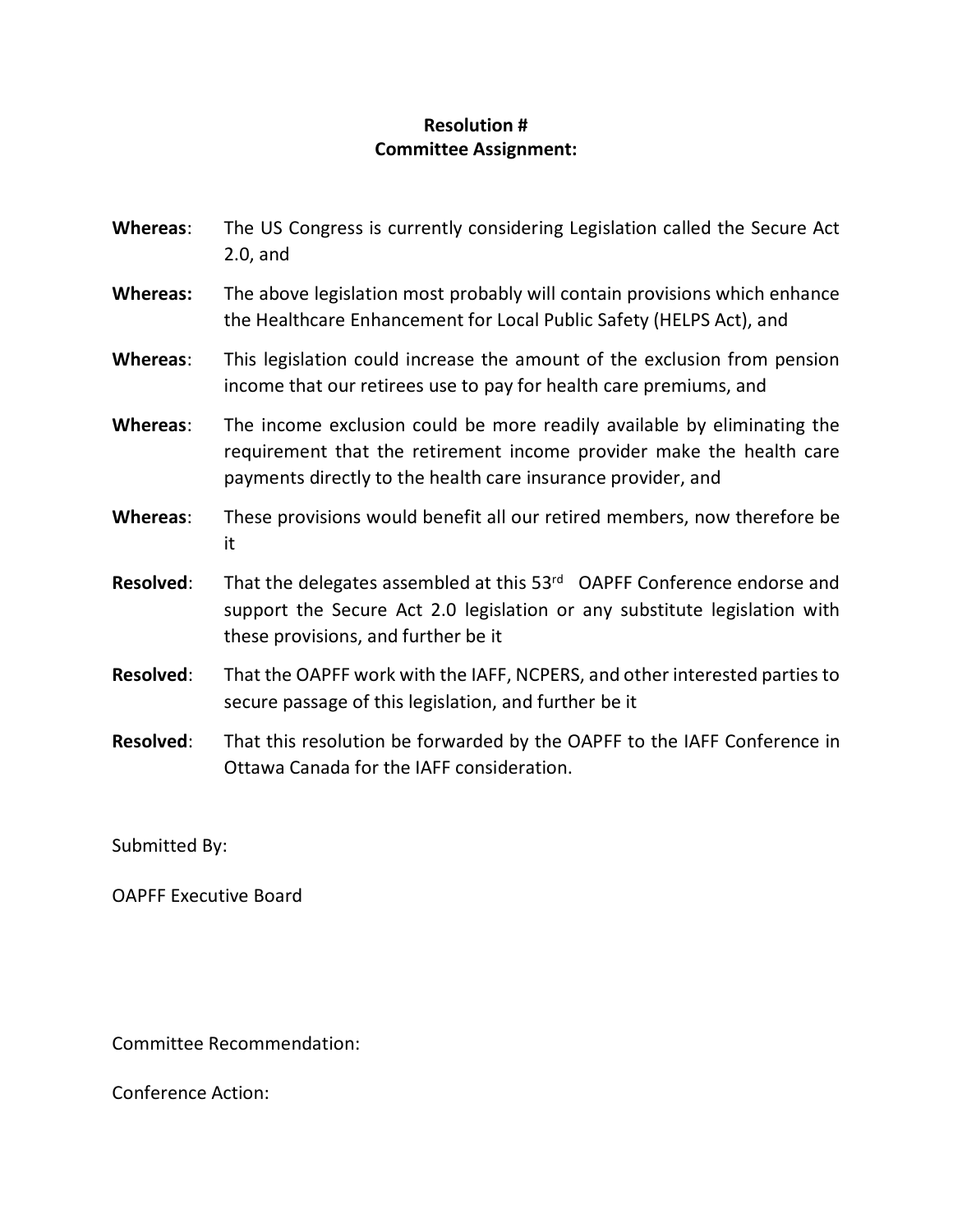**Resolution #**
**Committee Assignment:**

**Whereas**: The US Congress is currently considering Legislation called the Secure Act 2.0, and

**Whereas:** The above legislation most probably will contain provisions which enhance the Healthcare Enhancement for Local Public Safety (HELPS Act), and

**Whereas**: This legislation could increase the amount of the exclusion from pension income that our retirees use to pay for health care premiums, and

**Whereas**: The income exclusion could be more readily available by eliminating the requirement that the retirement income provider make the health care payments directly to the health care insurance provider, and

**Whereas**: These provisions would benefit all our retired members, now therefore be it

**Resolved**: That the delegates assembled at this 53rd OAPFF Conference endorse and support the Secure Act 2.0 legislation or any substitute legislation with these provisions, and further be it

**Resolved**: That the OAPFF work with the IAFF, NCPERS, and other interested parties to secure passage of this legislation, and further be it

**Resolved**: That this resolution be forwarded by the OAPFF to the IAFF Conference in Ottawa Canada for the IAFF consideration.

Submitted By:

OAPFF Executive Board

Committee Recommendation:

Conference Action: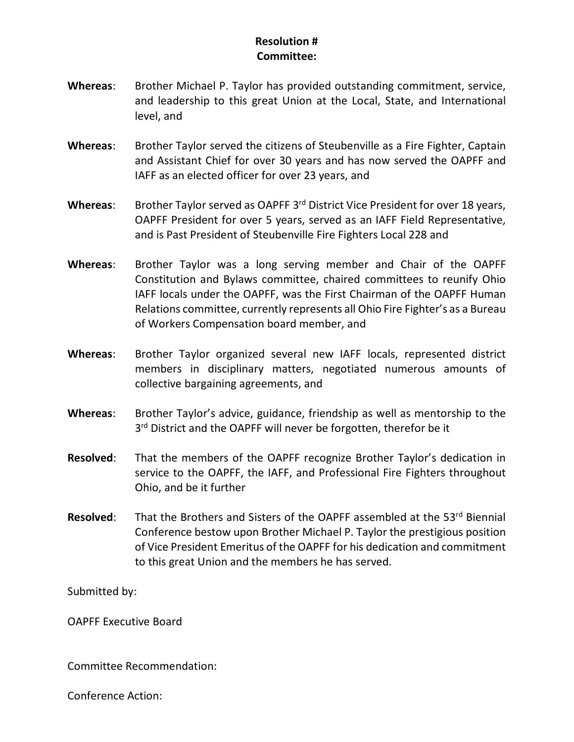**Resolution #**
**Committee:**

**Whereas**: Brother Michael P. Taylor has provided outstanding commitment, service, and leadership to this great Union at the Local, State, and International level, and

**Whereas**: Brother Taylor served the citizens of Steubenville as a Fire Fighter, Captain and Assistant Chief for over 30 years and has now served the OAPFF and IAFF as an elected officer for over 23 years, and

**Whereas**: Brother Taylor served as OAPFF 3rd District Vice President for over 18 years, OAPFF President for over 5 years, served as an IAFF Field Representative, and is Past President of Steubenville Fire Fighters Local 228 and

**Whereas**: Brother Taylor was a long serving member and Chair of the OAPFF Constitution and Bylaws committee, chaired committees to reunify Ohio IAFF locals under the OAPFF, was the First Chairman of the OAPFF Human Relations committee, currently represents all Ohio Fire Fighter's as a Bureau of Workers Compensation board member, and

**Whereas**: Brother Taylor organized several new IAFF locals, represented district members in disciplinary matters, negotiated numerous amounts of collective bargaining agreements, and

**Whereas**: Brother Taylor's advice, guidance, friendship as well as mentorship to the 3rd District and the OAPFF will never be forgotten, therefor be it

**Resolved**: That the members of the OAPFF recognize Brother Taylor's dedication in service to the OAPFF, the IAFF, and Professional Fire Fighters throughout Ohio, and be it further

**Resolved**: That the Brothers and Sisters of the OAPFF assembled at the 53rd Biennial Conference bestow upon Brother Michael P. Taylor the prestigious position of Vice President Emeritus of the OAPFF for his dedication and commitment to this great Union and the members he has served.

Submitted by:

OAPFF Executive Board

Committee Recommendation:

Conference Action: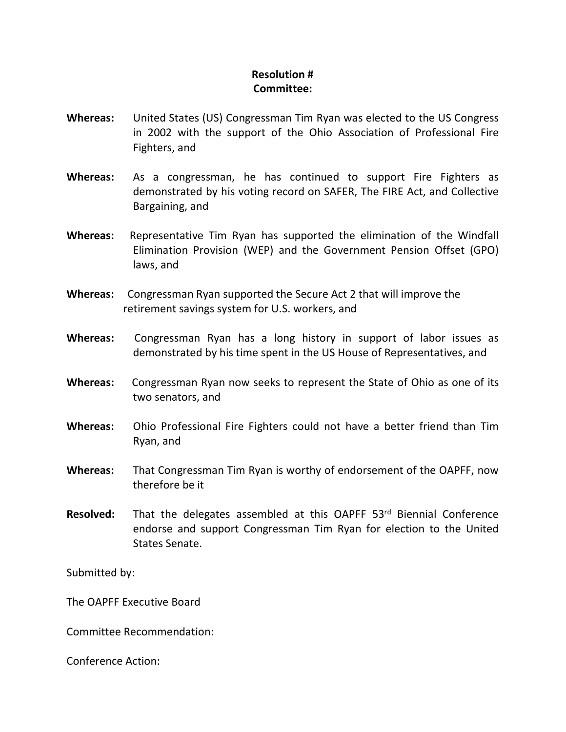**Resolution #**
**Committee:**

**Whereas:** United States (US) Congressman Tim Ryan was elected to the US Congress in 2002 with the support of the Ohio Association of Professional Fire Fighters, and

**Whereas:** As a congressman, he has continued to support Fire Fighters as demonstrated by his voting record on SAFER, The FIRE Act, and Collective Bargaining, and

**Whereas:** Representative Tim Ryan has supported the elimination of the Windfall Elimination Provision (WEP) and the Government Pension Offset (GPO) laws, and

**Whereas:** Congressman Ryan supported the Secure Act 2 that will improve the retirement savings system for U.S. workers, and

**Whereas:** Congressman Ryan has a long history in support of labor issues as demonstrated by his time spent in the US House of Representatives, and

**Whereas:** Congressman Ryan now seeks to represent the State of Ohio as one of its two senators, and

**Whereas:** Ohio Professional Fire Fighters could not have a better friend than Tim Ryan, and

**Whereas:** That Congressman Tim Ryan is worthy of endorsement of the OAPFF, now therefore be it

**Resolved:** That the delegates assembled at this OAPFF 53rd Biennial Conference endorse and support Congressman Tim Ryan for election to the United States Senate.

Submitted by:

The OAPFF Executive Board

Committee Recommendation:

Conference Action: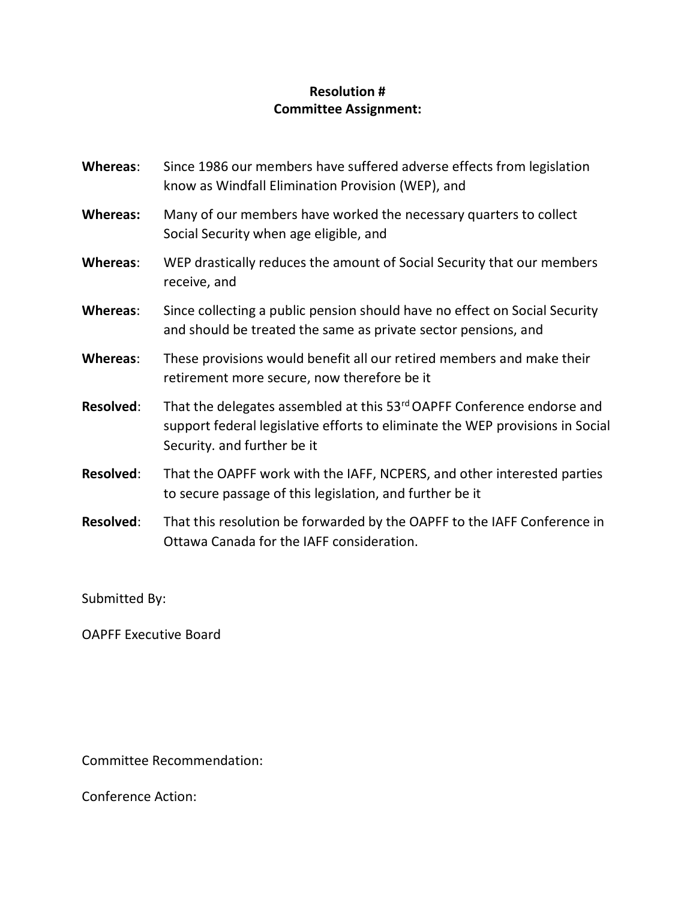**Resolution #**
**Committee Assignment:**

**Whereas**: Since 1986 our members have suffered adverse effects from legislation know as Windfall Elimination Provision (WEP), and

**Whereas:** Many of our members have worked the necessary quarters to collect Social Security when age eligible, and

**Whereas**: WEP drastically reduces the amount of Social Security that our members receive, and

**Whereas**: Since collecting a public pension should have no effect on Social Security and should be treated the same as private sector pensions, and

**Whereas**: These provisions would benefit all our retired members and make their retirement more secure, now therefore be it

**Resolved**: That the delegates assembled at this 53rd OAPFF Conference endorse and support federal legislative efforts to eliminate the WEP provisions in Social Security. and further be it

**Resolved**: That the OAPFF work with the IAFF, NCPERS, and other interested parties to secure passage of this legislation, and further be it

**Resolved**: That this resolution be forwarded by the OAPFF to the IAFF Conference in Ottawa Canada for the IAFF consideration.

Submitted By:

OAPFF Executive Board

Committee Recommendation:

Conference Action: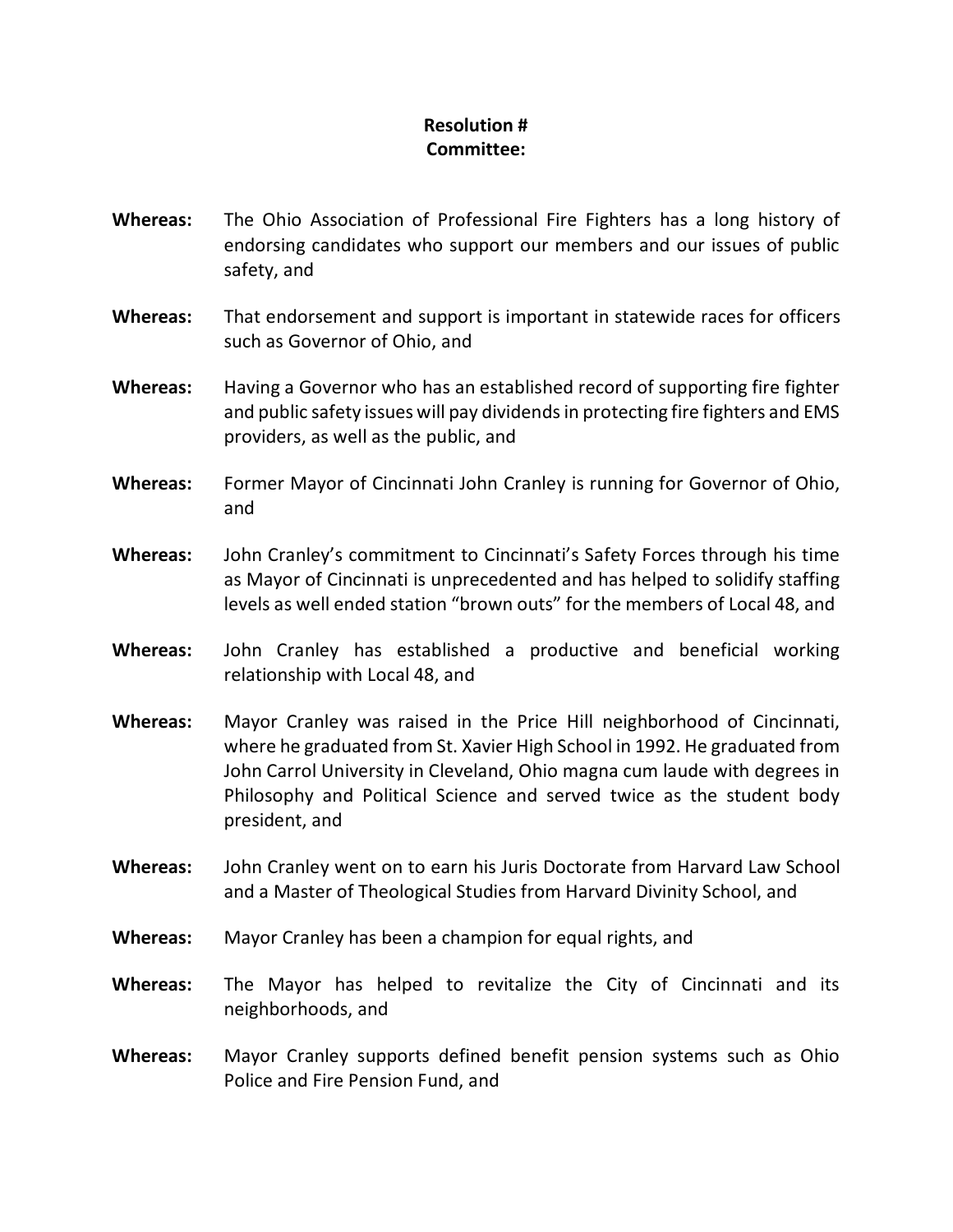**Resolution #**
**Committee:**

**Whereas:** The Ohio Association of Professional Fire Fighters has a long history of endorsing candidates who support our members and our issues of public safety, and

**Whereas:** That endorsement and support is important in statewide races for officers such as Governor of Ohio, and

**Whereas:** Having a Governor who has an established record of supporting fire fighter and public safety issues will pay dividends in protecting fire fighters and EMS providers, as well as the public, and

**Whereas:** Former Mayor of Cincinnati John Cranley is running for Governor of Ohio, and

**Whereas:** John Cranley's commitment to Cincinnati's Safety Forces through his time as Mayor of Cincinnati is unprecedented and has helped to solidify staffing levels as well ended station "brown outs" for the members of Local 48, and

**Whereas:** John Cranley has established a productive and beneficial working relationship with Local 48, and

**Whereas:** Mayor Cranley was raised in the Price Hill neighborhood of Cincinnati, where he graduated from St. Xavier High School in 1992. He graduated from John Carrol University in Cleveland, Ohio magna cum laude with degrees in Philosophy and Political Science and served twice as the student body president, and

**Whereas:** John Cranley went on to earn his Juris Doctorate from Harvard Law School and a Master of Theological Studies from Harvard Divinity School, and

**Whereas:** Mayor Cranley has been a champion for equal rights, and

**Whereas:** The Mayor has helped to revitalize the City of Cincinnati and its neighborhoods, and

**Whereas:** Mayor Cranley supports defined benefit pension systems such as Ohio Police and Fire Pension Fund, and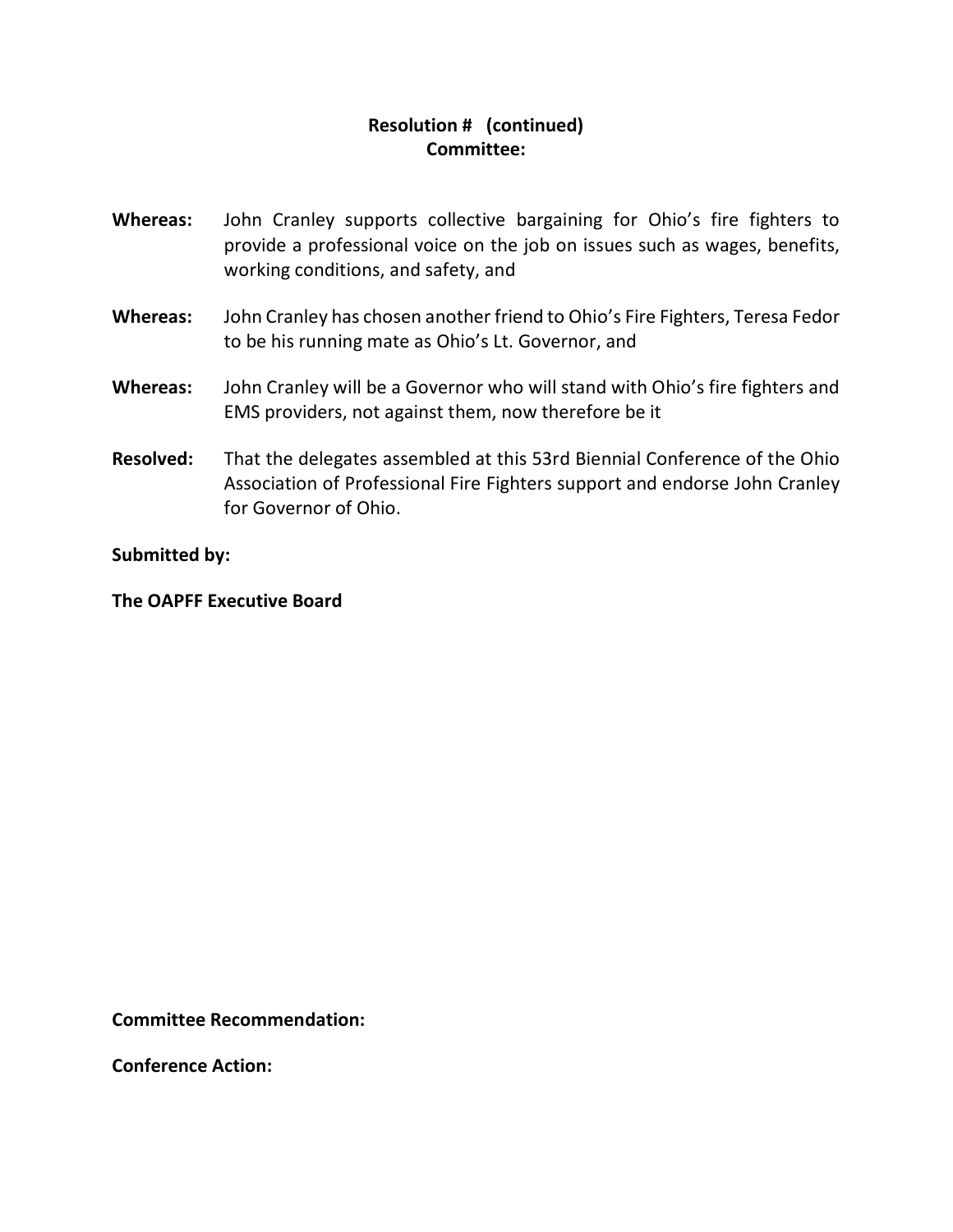**Resolution # (continued)**
**Committee:**

**Whereas:** John Cranley supports collective bargaining for Ohio's fire fighters to provide a professional voice on the job on issues such as wages, benefits, working conditions, and safety, and

**Whereas:** John Cranley has chosen another friend to Ohio's Fire Fighters, Teresa Fedor to be his running mate as Ohio's Lt. Governor, and

**Whereas:** John Cranley will be a Governor who will stand with Ohio's fire fighters and EMS providers, not against them, now therefore be it

**Resolved:** That the delegates assembled at this 53rd Biennial Conference of the Ohio Association of Professional Fire Fighters support and endorse John Cranley for Governor of Ohio.

**Submitted by:**

**The OAPFF Executive Board**

**Committee Recommendation:**

**Conference Action:**